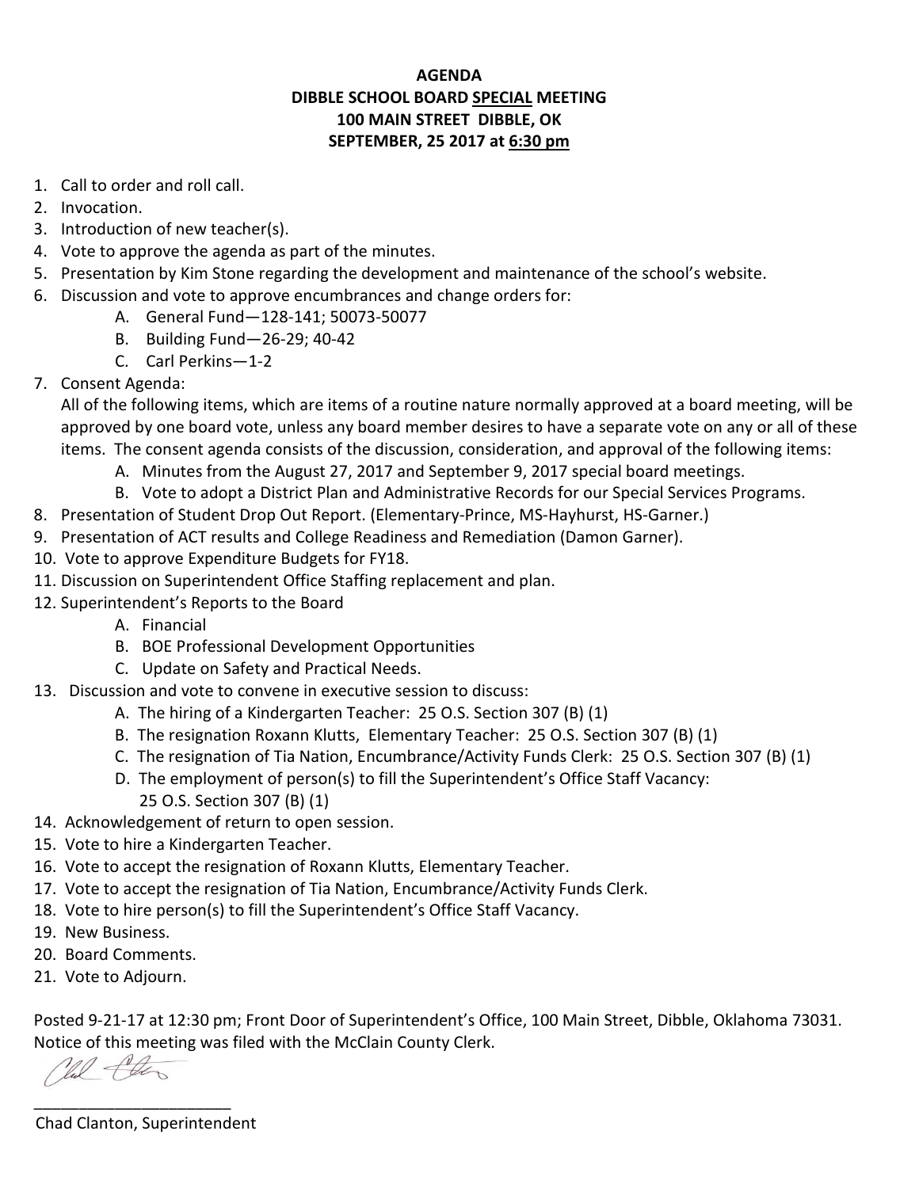**AGENDA**
**DIBBLE SCHOOL BOARD SPECIAL MEETING**
**100 MAIN STREET DIBBLE, OK**
**SEPTEMBER, 25 2017 at 6:30 pm**

1. Call to order and roll call.
2. Invocation.
3. Introduction of new teacher(s).
4. Vote to approve the agenda as part of the minutes.
5. Presentation by Kim Stone regarding the development and maintenance of the school's website.
6. Discussion and vote to approve encumbrances and change orders for:
   - A. General Fund—128-141; 50073-50077
   - B. Building Fund—26-29; 40-42
   - C. Carl Perkins—1-2
7. Consent Agenda:
   All of the following items, which are items of a routine nature normally approved at a board meeting, will be approved by one board vote, unless any board member desires to have a separate vote on any or all of these items. The consent agenda consists of the discussion, consideration, and approval of the following items:
   - A. Minutes from the August 27, 2017 and September 9, 2017 special board meetings.
   - B. Vote to adopt a District Plan and Administrative Records for our Special Services Programs.
8. Presentation of Student Drop Out Report. (Elementary-Prince, MS-Hayhurst, HS-Garner.)
9. Presentation of ACT results and College Readiness and Remediation (Damon Garner).
10. Vote to approve Expenditure Budgets for FY18.
11. Discussion on Superintendent Office Staffing replacement and plan.
12. Superintendent's Reports to the Board
    - A. Financial
    - B. BOE Professional Development Opportunities
    - C. Update on Safety and Practical Needs.
13. Discussion and vote to convene in executive session to discuss:
    - A. The hiring of a Kindergarten Teacher: 25 O.S. Section 307 (B) (1)
    - B. The resignation Roxann Klutts, Elementary Teacher: 25 O.S. Section 307 (B) (1)
    - C. The resignation of Tia Nation, Encumbrance/Activity Funds Clerk: 25 O.S. Section 307 (B) (1)
    - D. The employment of person(s) to fill the Superintendent's Office Staff Vacancy: 25 O.S. Section 307 (B) (1)
14. Acknowledgement of return to open session.
15. Vote to hire a Kindergarten Teacher.
16. Vote to accept the resignation of Roxann Klutts, Elementary Teacher.
17. Vote to accept the resignation of Tia Nation, Encumbrance/Activity Funds Clerk.
18. Vote to hire person(s) to fill the Superintendent's Office Staff Vacancy.
19. New Business.
20. Board Comments.
21. Vote to Adjourn.

Posted 9-21-17 at 12:30 pm; Front Door of Superintendent's Office, 100 Main Street, Dibble, Oklahoma 73031. Notice of this meeting was filed with the McClain County Clerk.

______________________
Chad Clanton, Superintendent